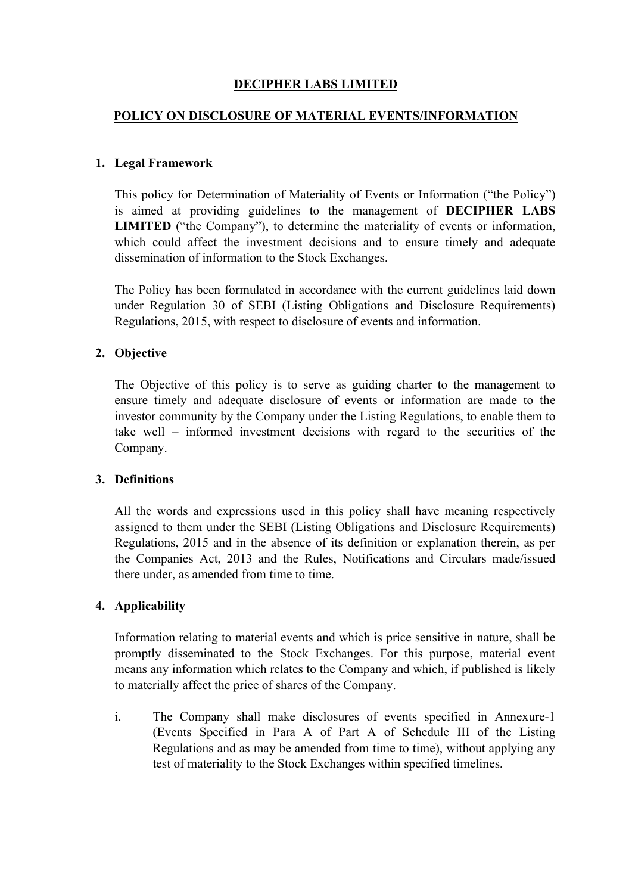# DECIPHER LABS LIMITED

## POLICY ON DISCLOSURE OF MATERIAL EVENTS/INFORMATION

### 1. Legal Framework

This policy for Determination of Materiality of Events or Information ("the Policy") is aimed at providing guidelines to the management of **DECIPHER LABS LIMITED** ("the Company"), to determine the materiality of events or information, which could affect the investment decisions and to ensure timely and adequate dissemination of information to the Stock Exchanges.

The Policy has been formulated in accordance with the current guidelines laid down under Regulation 30 of SEBI (Listing Obligations and Disclosure Requirements) Regulations, 2015, with respect to disclosure of events and information.

### 2. Objective

The Objective of this policy is to serve as guiding charter to the management to ensure timely and adequate disclosure of events or information are made to the investor community by the Company under the Listing Regulations, to enable them to take well – informed investment decisions with regard to the securities of the Company.

### 3. Definitions

All the words and expressions used in this policy shall have meaning respectively assigned to them under the SEBI (Listing Obligations and Disclosure Requirements) Regulations, 2015 and in the absence of its definition or explanation therein, as per the Companies Act, 2013 and the Rules, Notifications and Circulars made/issued there under, as amended from time to time.

### 4. Applicability

Information relating to material events and which is price sensitive in nature, shall be promptly disseminated to the Stock Exchanges. For this purpose, material event means any information which relates to the Company and which, if published is likely to materially affect the price of shares of the Company.

i. The Company shall make disclosures of events specified in Annexure-1 (Events Specified in Para A of Part A of Schedule III of the Listing Regulations and as may be amended from time to time), without applying any test of materiality to the Stock Exchanges within specified timelines.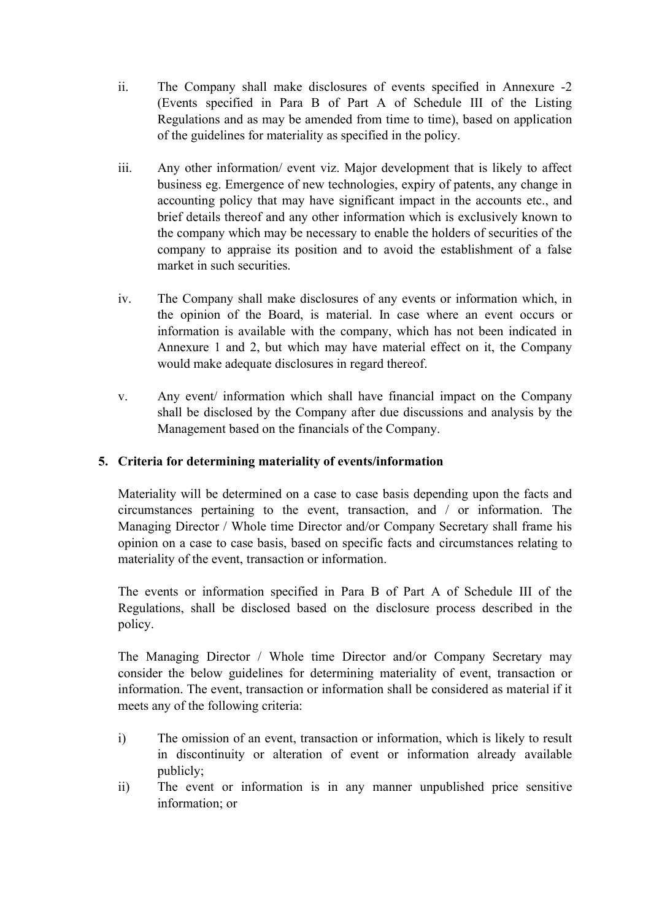ii. The Company shall make disclosures of events specified in Annexure -2 (Events specified in Para B of Part A of Schedule III of the Listing Regulations and as may be amended from time to time), based on application of the guidelines for materiality as specified in the policy.

iii. Any other information/ event viz. Major development that is likely to affect business eg. Emergence of new technologies, expiry of patents, any change in accounting policy that may have significant impact in the accounts etc., and brief details thereof and any other information which is exclusively known to the company which may be necessary to enable the holders of securities of the company to appraise its position and to avoid the establishment of a false market in such securities.

iv. The Company shall make disclosures of any events or information which, in the opinion of the Board, is material. In case where an event occurs or information is available with the company, which has not been indicated in Annexure 1 and 2, but which may have material effect on it, the Company would make adequate disclosures in regard thereof.

v. Any event/ information which shall have financial impact on the Company shall be disclosed by the Company after due discussions and analysis by the Management based on the financials of the Company.

## 5. Criteria for determining materiality of events/information

Materiality will be determined on a case to case basis depending upon the facts and circumstances pertaining to the event, transaction, and / or information. The Managing Director / Whole time Director and/or Company Secretary shall frame his opinion on a case to case basis, based on specific facts and circumstances relating to materiality of the event, transaction or information.

The events or information specified in Para B of Part A of Schedule III of the Regulations, shall be disclosed based on the disclosure process described in the policy.

The Managing Director / Whole time Director and/or Company Secretary may consider the below guidelines for determining materiality of event, transaction or information. The event, transaction or information shall be considered as material if it meets any of the following criteria:

i) The omission of an event, transaction or information, which is likely to result in discontinuity or alteration of event or information already available publicly;

ii) The event or information is in any manner unpublished price sensitive information; or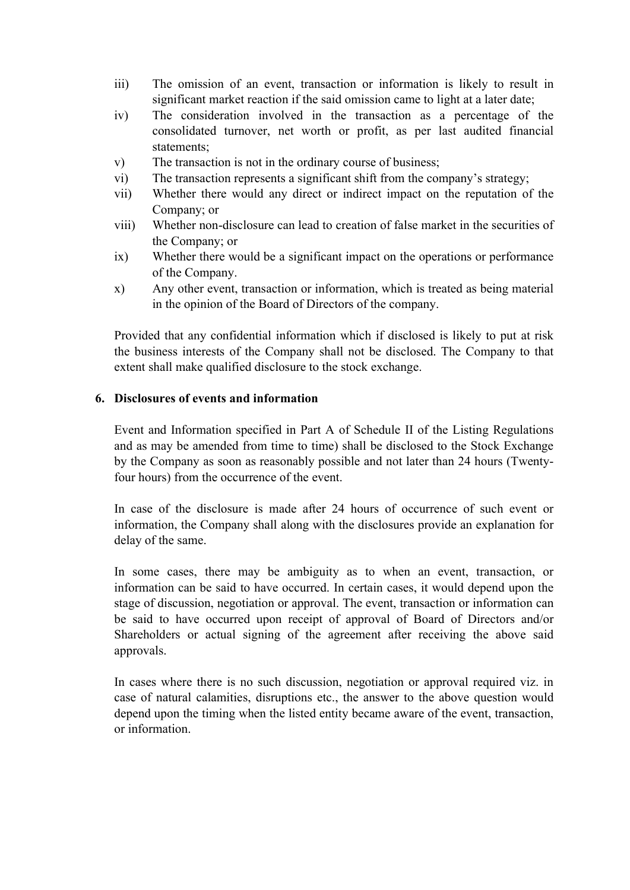iii) The omission of an event, transaction or information is likely to result in significant market reaction if the said omission came to light at a later date;

iv) The consideration involved in the transaction as a percentage of the consolidated turnover, net worth or profit, as per last audited financial statements;

v) The transaction is not in the ordinary course of business;

vi) The transaction represents a significant shift from the company's strategy;

vii) Whether there would any direct or indirect impact on the reputation of the Company; or

viii) Whether non-disclosure can lead to creation of false market in the securities of the Company; or

ix) Whether there would be a significant impact on the operations or performance of the Company.

x) Any other event, transaction or information, which is treated as being material in the opinion of the Board of Directors of the company.

Provided that any confidential information which if disclosed is likely to put at risk the business interests of the Company shall not be disclosed. The Company to that extent shall make qualified disclosure to the stock exchange.

## 6. Disclosures of events and information

Event and Information specified in Part A of Schedule II of the Listing Regulations and as may be amended from time to time) shall be disclosed to the Stock Exchange by the Company as soon as reasonably possible and not later than 24 hours (Twenty-four hours) from the occurrence of the event.

In case of the disclosure is made after 24 hours of occurrence of such event or information, the Company shall along with the disclosures provide an explanation for delay of the same.

In some cases, there may be ambiguity as to when an event, transaction, or information can be said to have occurred. In certain cases, it would depend upon the stage of discussion, negotiation or approval. The event, transaction or information can be said to have occurred upon receipt of approval of Board of Directors and/or Shareholders or actual signing of the agreement after receiving the above said approvals.

In cases where there is no such discussion, negotiation or approval required viz. in case of natural calamities, disruptions etc., the answer to the above question would depend upon the timing when the listed entity became aware of the event, transaction, or information.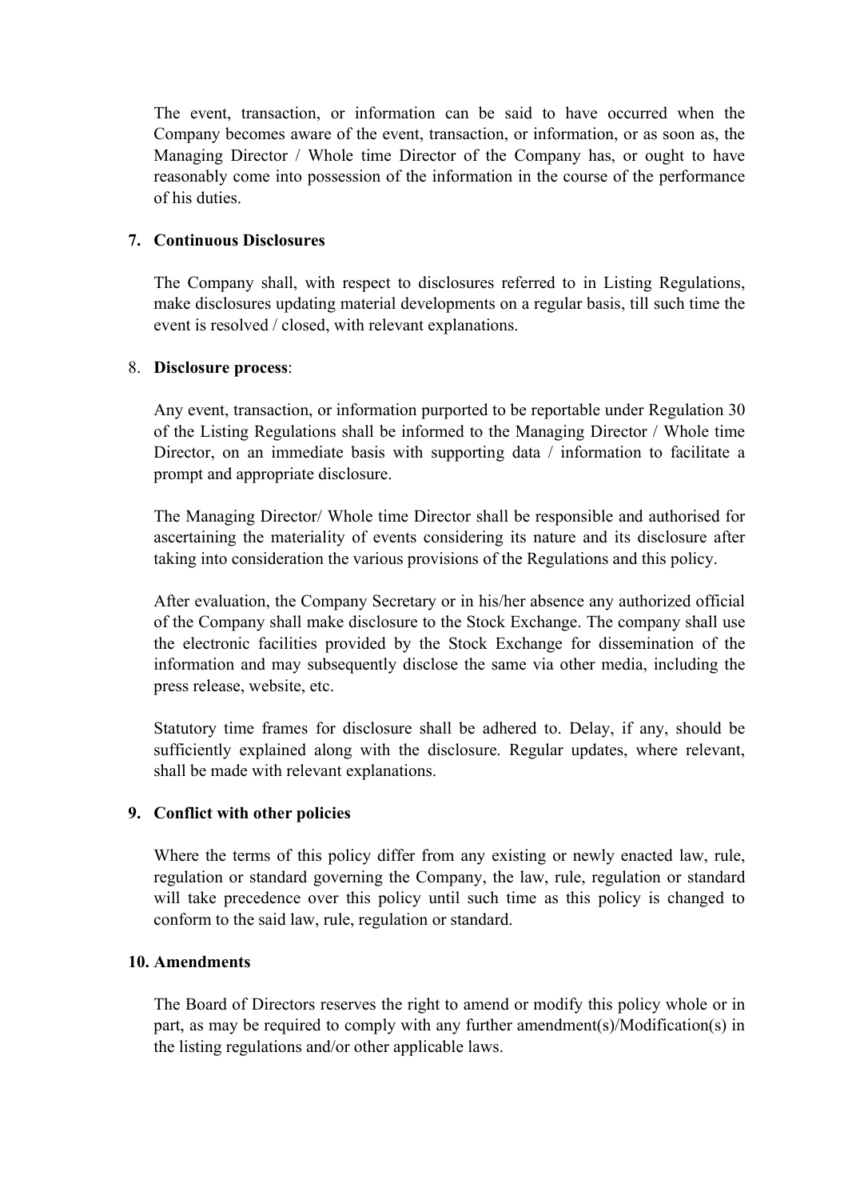The event, transaction, or information can be said to have occurred when the Company becomes aware of the event, transaction, or information, or as soon as, the Managing Director / Whole time Director of the Company has, or ought to have reasonably come into possession of the information in the course of the performance of his duties.

7. **Continuous Disclosures**

   The Company shall, with respect to disclosures referred to in Listing Regulations, make disclosures updating material developments on a regular basis, till such time the event is resolved / closed, with relevant explanations.

8. **Disclosure process**:

   Any event, transaction, or information purported to be reportable under Regulation 30 of the Listing Regulations shall be informed to the Managing Director / Whole time Director, on an immediate basis with supporting data / information to facilitate a prompt and appropriate disclosure.

   The Managing Director/ Whole time Director shall be responsible and authorised for ascertaining the materiality of events considering its nature and its disclosure after taking into consideration the various provisions of the Regulations and this policy.

   After evaluation, the Company Secretary or in his/her absence any authorized official of the Company shall make disclosure to the Stock Exchange. The company shall use the electronic facilities provided by the Stock Exchange for dissemination of the information and may subsequently disclose the same via other media, including the press release, website, etc.

   Statutory time frames for disclosure shall be adhered to. Delay, if any, should be sufficiently explained along with the disclosure. Regular updates, where relevant, shall be made with relevant explanations.

9. **Conflict with other policies**

   Where the terms of this policy differ from any existing or newly enacted law, rule, regulation or standard governing the Company, the law, rule, regulation or standard will take precedence over this policy until such time as this policy is changed to conform to the said law, rule, regulation or standard.

10. **Amendments**

    The Board of Directors reserves the right to amend or modify this policy whole or in part, as may be required to comply with any further amendment(s)/Modification(s) in the listing regulations and/or other applicable laws.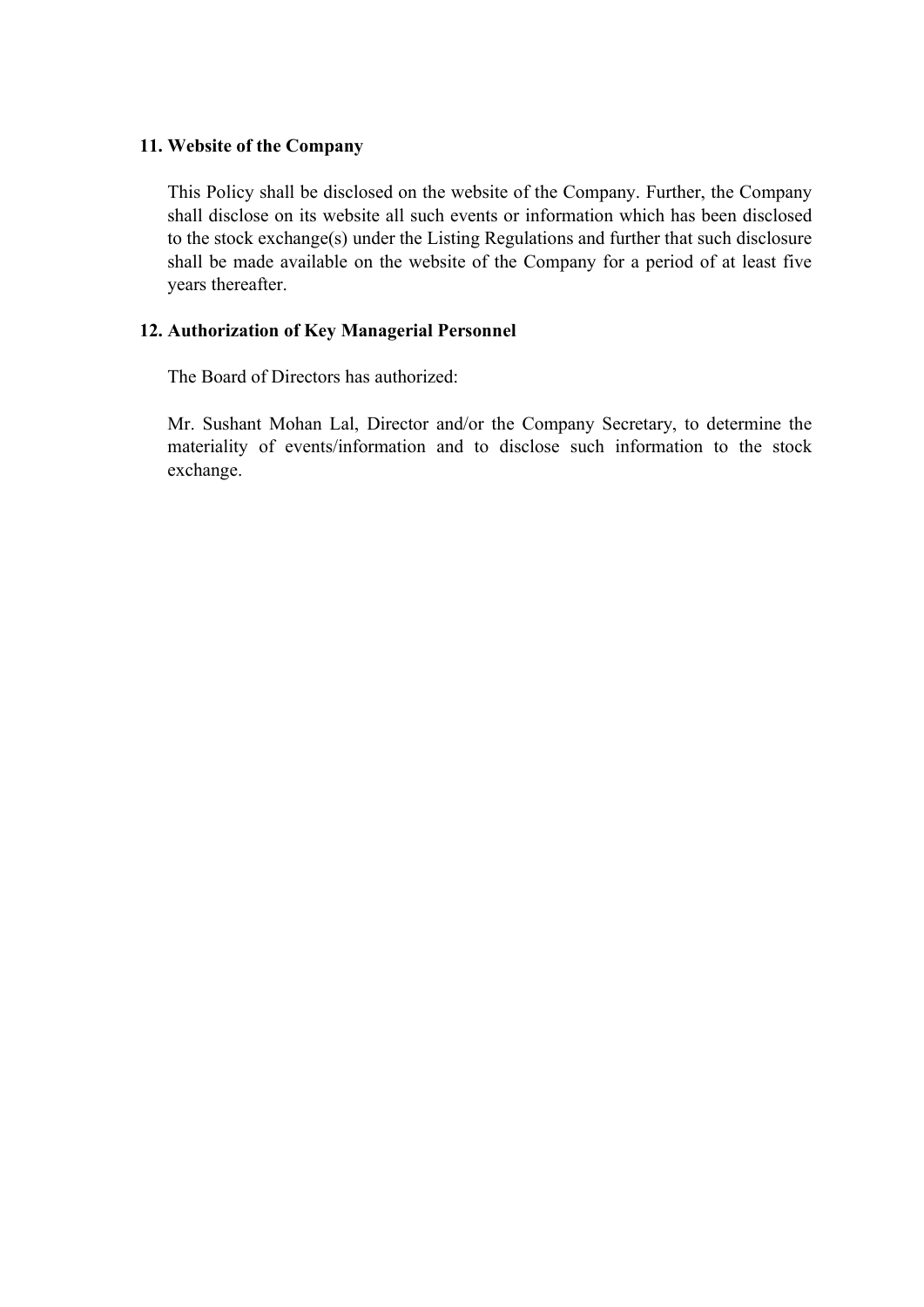### 11. Website of the Company

This Policy shall be disclosed on the website of the Company. Further, the Company shall disclose on its website all such events or information which has been disclosed to the stock exchange(s) under the Listing Regulations and further that such disclosure shall be made available on the website of the Company for a period of at least five years thereafter.

### 12. Authorization of Key Managerial Personnel

The Board of Directors has authorized:

Mr. Sushant Mohan Lal, Director and/or the Company Secretary, to determine the materiality of events/information and to disclose such information to the stock exchange.